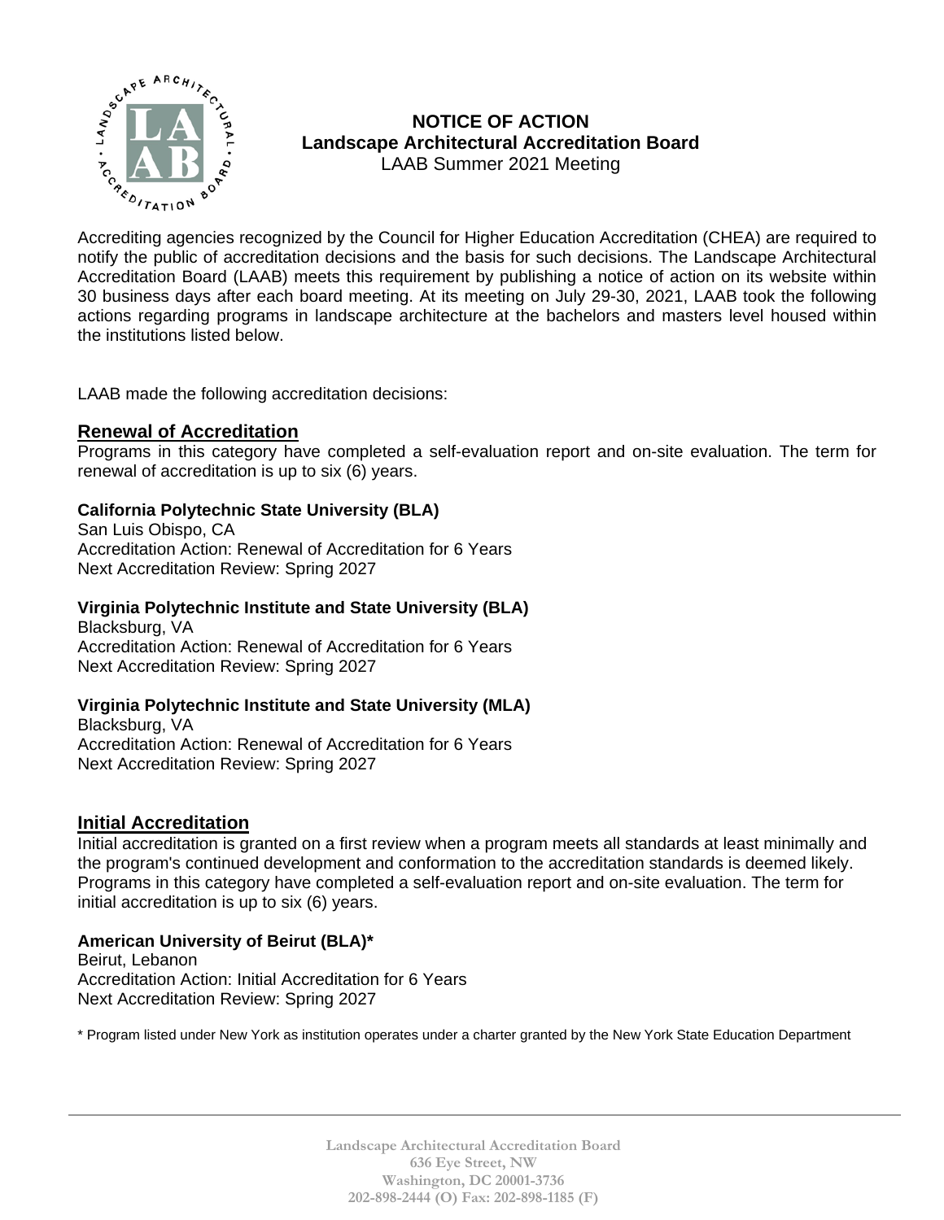# NOTICE OF ACTION
## Landscape Architectural Accreditation Board
LAAB Summer 2021 Meeting

Accrediting agencies recognized by the Council for Higher Education Accreditation (CHEA) are required to notify the public of accreditation decisions and the basis for such decisions. The Landscape Architectural Accreditation Board (LAAB) meets this requirement by publishing a notice of action on its website within 30 business days after each board meeting. At its meeting on July 29-30, 2021, LAAB took the following actions regarding programs in landscape architecture at the bachelors and masters level housed within the institutions listed below.

LAAB made the following accreditation decisions:

## Renewal of Accreditation

Programs in this category have completed a self-evaluation report and on-site evaluation. The term for renewal of accreditation is up to six (6) years.

**California Polytechnic State University (BLA)**
San Luis Obispo, CA
Accreditation Action: Renewal of Accreditation for 6 Years
Next Accreditation Review: Spring 2027

**Virginia Polytechnic Institute and State University (BLA)**
Blacksburg, VA
Accreditation Action: Renewal of Accreditation for 6 Years
Next Accreditation Review: Spring 2027

**Virginia Polytechnic Institute and State University (MLA)**
Blacksburg, VA
Accreditation Action: Renewal of Accreditation for 6 Years
Next Accreditation Review: Spring 2027

## Initial Accreditation

Initial accreditation is granted on a first review when a program meets all standards at least minimally and the program's continued development and conformation to the accreditation standards is deemed likely. Programs in this category have completed a self-evaluation report and on-site evaluation. The term for initial accreditation is up to six (6) years.

**American University of Beirut (BLA)***
Beirut, Lebanon
Accreditation Action: Initial Accreditation for 6 Years
Next Accreditation Review: Spring 2027

* Program listed under New York as institution operates under a charter granted by the New York State Education Department

Landscape Architectural Accreditation Board
636 Eye Street, NW
Washington, DC 20001-3736
202-898-2444 (O) Fax: 202-898-1185 (F)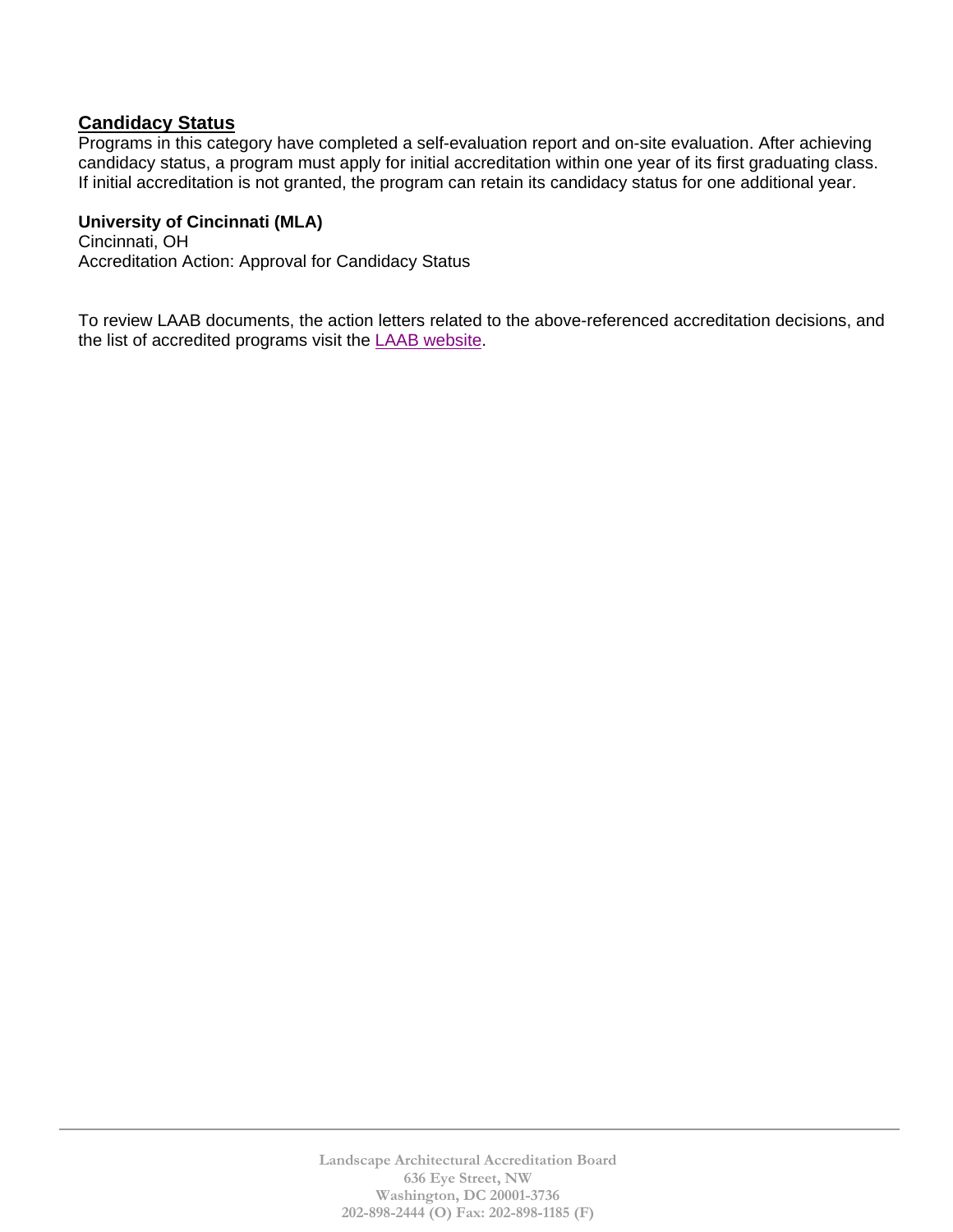## Candidacy Status

Programs in this category have completed a self-evaluation report and on-site evaluation. After achieving candidacy status, a program must apply for initial accreditation within one year of its first graduating class. If initial accreditation is not granted, the program can retain its candidacy status for one additional year.

**University of Cincinnati (MLA)**
Cincinnati, OH
Accreditation Action: Approval for Candidacy Status

To review LAAB documents, the action letters related to the above-referenced accreditation decisions, and the list of accredited programs visit the LAAB website.

Landscape Architectural Accreditation Board
636 Eye Street, NW
Washington, DC 20001-3736
202-898-2444 (O) Fax: 202-898-1185 (F)